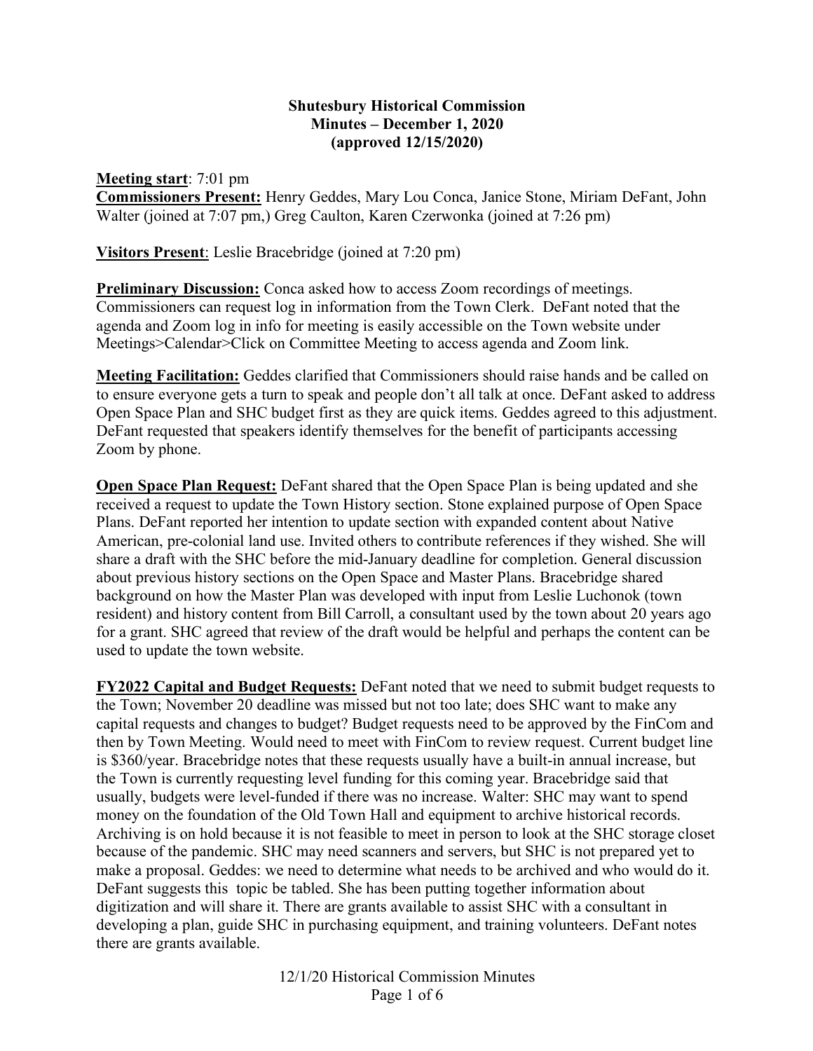**Shutesbury Historical Commission**
**Minutes – December 1, 2020**
**(approved 12/15/2020)**

**Meeting start**: 7:01 pm
**Commissioners Present:** Henry Geddes, Mary Lou Conca, Janice Stone, Miriam DeFant, John Walter (joined at 7:07 pm,) Greg Caulton, Karen Czerwonka (joined at 7:26 pm)

**Visitors Present**: Leslie Bracebridge (joined at 7:20 pm)

**Preliminary Discussion:** Conca asked how to access Zoom recordings of meetings. Commissioners can request log in information from the Town Clerk. DeFant noted that the agenda and Zoom log in info for meeting is easily accessible on the Town website under Meetings>Calendar>Click on Committee Meeting to access agenda and Zoom link.

**Meeting Facilitation:** Geddes clarified that Commissioners should raise hands and be called on to ensure everyone gets a turn to speak and people don't all talk at once. DeFant asked to address Open Space Plan and SHC budget first as they are quick items. Geddes agreed to this adjustment. DeFant requested that speakers identify themselves for the benefit of participants accessing Zoom by phone.

**Open Space Plan Request:** DeFant shared that the Open Space Plan is being updated and she received a request to update the Town History section. Stone explained purpose of Open Space Plans. DeFant reported her intention to update section with expanded content about Native American, pre-colonial land use. Invited others to contribute references if they wished. She will share a draft with the SHC before the mid-January deadline for completion. General discussion about previous history sections on the Open Space and Master Plans. Bracebridge shared background on how the Master Plan was developed with input from Leslie Luchonok (town resident) and history content from Bill Carroll, a consultant used by the town about 20 years ago for a grant. SHC agreed that review of the draft would be helpful and perhaps the content can be used to update the town website.

**FY2022 Capital and Budget Requests:** DeFant noted that we need to submit budget requests to the Town; November 20 deadline was missed but not too late; does SHC want to make any capital requests and changes to budget? Budget requests need to be approved by the FinCom and then by Town Meeting. Would need to meet with FinCom to review request. Current budget line is $360/year. Bracebridge notes that these requests usually have a built-in annual increase, but the Town is currently requesting level funding for this coming year. Bracebridge said that usually, budgets were level-funded if there was no increase. Walter: SHC may want to spend money on the foundation of the Old Town Hall and equipment to archive historical records. Archiving is on hold because it is not feasible to meet in person to look at the SHC storage closet because of the pandemic. SHC may need scanners and servers, but SHC is not prepared yet to make a proposal. Geddes: we need to determine what needs to be archived and who would do it. DeFant suggests this topic be tabled. She has been putting together information about digitization and will share it. There are grants available to assist SHC with a consultant in developing a plan, guide SHC in purchasing equipment, and training volunteers. DeFant notes there are grants available.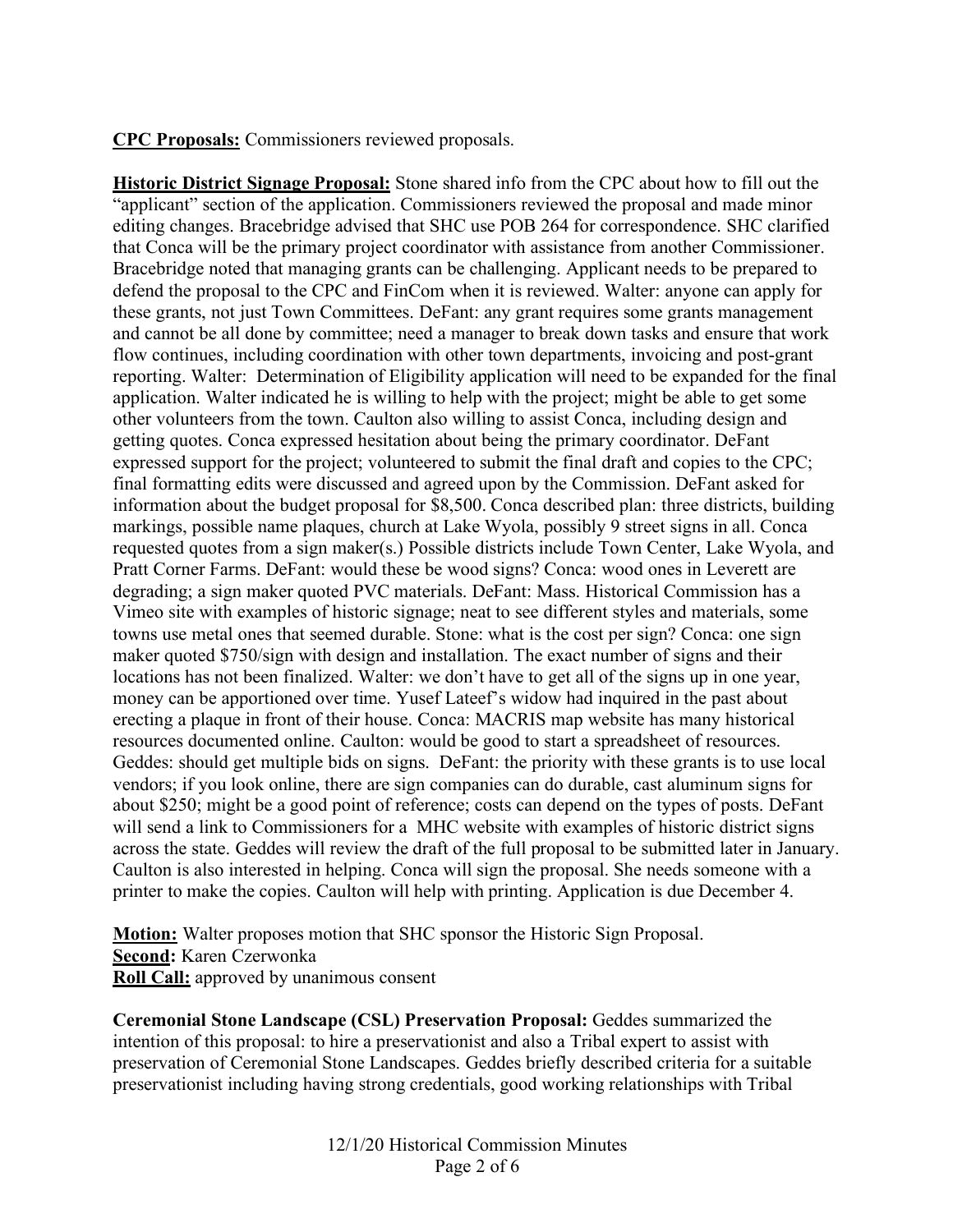**CPC Proposals:** Commissioners reviewed proposals.

**Historic District Signage Proposal:** Stone shared info from the CPC about how to fill out the "applicant" section of the application. Commissioners reviewed the proposal and made minor editing changes. Bracebridge advised that SHC use POB 264 for correspondence. SHC clarified that Conca will be the primary project coordinator with assistance from another Commissioner. Bracebridge noted that managing grants can be challenging. Applicant needs to be prepared to defend the proposal to the CPC and FinCom when it is reviewed. Walter: anyone can apply for these grants, not just Town Committees. DeFant: any grant requires some grants management and cannot be all done by committee; need a manager to break down tasks and ensure that work flow continues, including coordination with other town departments, invoicing and post-grant reporting. Walter: Determination of Eligibility application will need to be expanded for the final application. Walter indicated he is willing to help with the project; might be able to get some other volunteers from the town. Caulton also willing to assist Conca, including design and getting quotes. Conca expressed hesitation about being the primary coordinator. DeFant expressed support for the project; volunteered to submit the final draft and copies to the CPC; final formatting edits were discussed and agreed upon by the Commission. DeFant asked for information about the budget proposal for $8,500. Conca described plan: three districts, building markings, possible name plaques, church at Lake Wyola, possibly 9 street signs in all. Conca requested quotes from a sign maker(s.) Possible districts include Town Center, Lake Wyola, and Pratt Corner Farms. DeFant: would these be wood signs? Conca: wood ones in Leverett are degrading; a sign maker quoted PVC materials. DeFant: Mass. Historical Commission has a Vimeo site with examples of historic signage; neat to see different styles and materials, some towns use metal ones that seemed durable. Stone: what is the cost per sign? Conca: one sign maker quoted $750/sign with design and installation. The exact number of signs and their locations has not been finalized. Walter: we don't have to get all of the signs up in one year, money can be apportioned over time. Yusef Lateef's widow had inquired in the past about erecting a plaque in front of their house. Conca: MACRIS map website has many historical resources documented online. Caulton: would be good to start a spreadsheet of resources. Geddes: should get multiple bids on signs. DeFant: the priority with these grants is to use local vendors; if you look online, there are sign companies can do durable, cast aluminum signs for about $250; might be a good point of reference; costs can depend on the types of posts. DeFant will send a link to Commissioners for a MHC website with examples of historic district signs across the state. Geddes will review the draft of the full proposal to be submitted later in January. Caulton is also interested in helping. Conca will sign the proposal. She needs someone with a printer to make the copies. Caulton will help with printing. Application is due December 4.

**Motion:** Walter proposes motion that SHC sponsor the Historic Sign Proposal.
**Second:** Karen Czerwonka
**Roll Call:** approved by unanimous consent

**Ceremonial Stone Landscape (CSL) Preservation Proposal:** Geddes summarized the intention of this proposal: to hire a preservationist and also a Tribal expert to assist with preservation of Ceremonial Stone Landscapes. Geddes briefly described criteria for a suitable preservationist including having strong credentials, good working relationships with Tribal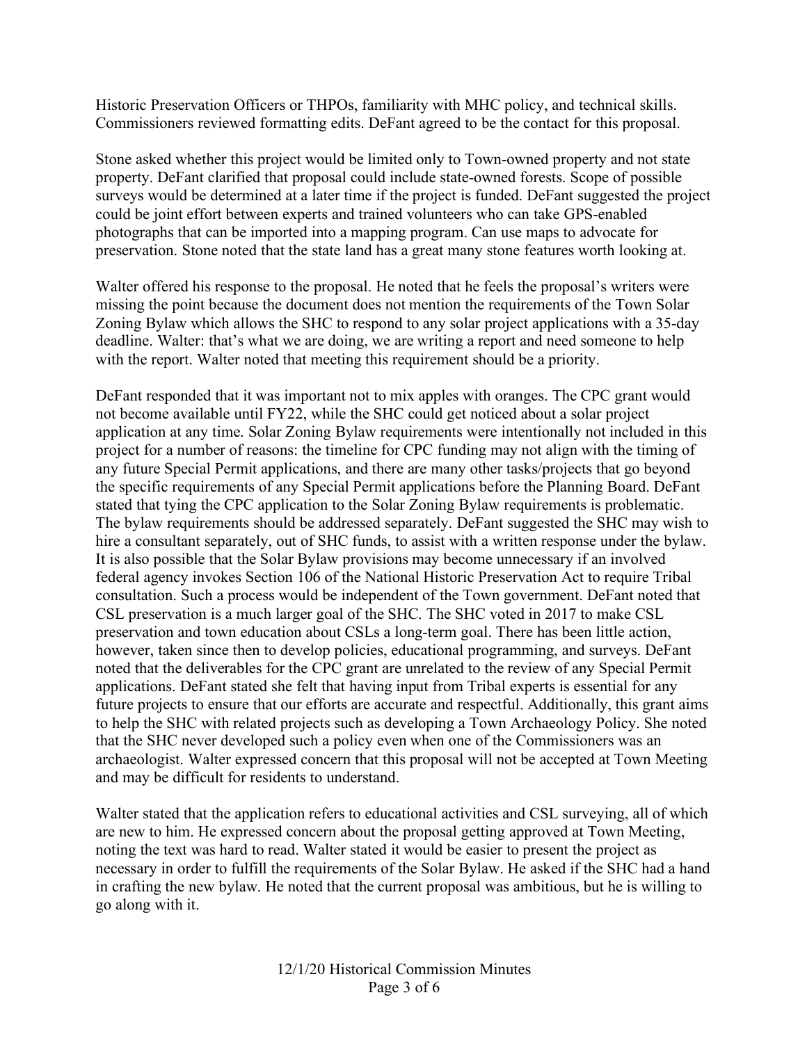Historic Preservation Officers or THPOs, familiarity with MHC policy, and technical skills. Commissioners reviewed formatting edits. DeFant agreed to be the contact for this proposal.

Stone asked whether this project would be limited only to Town-owned property and not state property. DeFant clarified that proposal could include state-owned forests. Scope of possible surveys would be determined at a later time if the project is funded. DeFant suggested the project could be joint effort between experts and trained volunteers who can take GPS-enabled photographs that can be imported into a mapping program. Can use maps to advocate for preservation. Stone noted that the state land has a great many stone features worth looking at.

Walter offered his response to the proposal. He noted that he feels the proposal's writers were missing the point because the document does not mention the requirements of the Town Solar Zoning Bylaw which allows the SHC to respond to any solar project applications with a 35-day deadline. Walter: that's what we are doing, we are writing a report and need someone to help with the report. Walter noted that meeting this requirement should be a priority.

DeFant responded that it was important not to mix apples with oranges. The CPC grant would not become available until FY22, while the SHC could get noticed about a solar project application at any time. Solar Zoning Bylaw requirements were intentionally not included in this project for a number of reasons: the timeline for CPC funding may not align with the timing of any future Special Permit applications, and there are many other tasks/projects that go beyond the specific requirements of any Special Permit applications before the Planning Board. DeFant stated that tying the CPC application to the Solar Zoning Bylaw requirements is problematic. The bylaw requirements should be addressed separately. DeFant suggested the SHC may wish to hire a consultant separately, out of SHC funds, to assist with a written response under the bylaw. It is also possible that the Solar Bylaw provisions may become unnecessary if an involved federal agency invokes Section 106 of the National Historic Preservation Act to require Tribal consultation. Such a process would be independent of the Town government. DeFant noted that CSL preservation is a much larger goal of the SHC. The SHC voted in 2017 to make CSL preservation and town education about CSLs a long-term goal. There has been little action, however, taken since then to develop policies, educational programming, and surveys. DeFant noted that the deliverables for the CPC grant are unrelated to the review of any Special Permit applications. DeFant stated she felt that having input from Tribal experts is essential for any future projects to ensure that our efforts are accurate and respectful. Additionally, this grant aims to help the SHC with related projects such as developing a Town Archaeology Policy. She noted that the SHC never developed such a policy even when one of the Commissioners was an archaeologist. Walter expressed concern that this proposal will not be accepted at Town Meeting and may be difficult for residents to understand.

Walter stated that the application refers to educational activities and CSL surveying, all of which are new to him. He expressed concern about the proposal getting approved at Town Meeting, noting the text was hard to read. Walter stated it would be easier to present the project as necessary in order to fulfill the requirements of the Solar Bylaw. He asked if the SHC had a hand in crafting the new bylaw. He noted that the current proposal was ambitious, but he is willing to go along with it.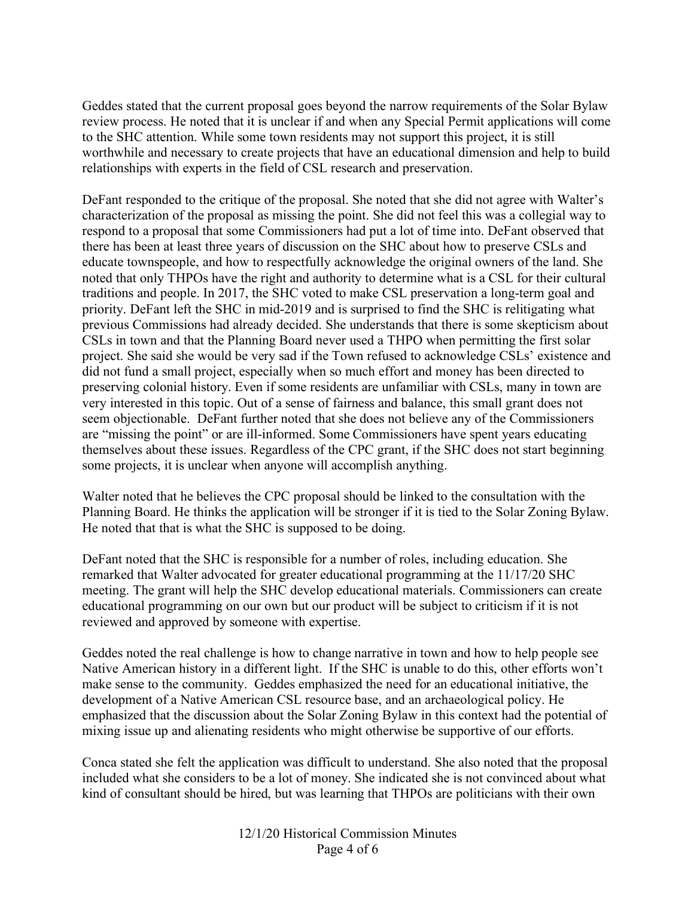Geddes stated that the current proposal goes beyond the narrow requirements of the Solar Bylaw review process. He noted that it is unclear if and when any Special Permit applications will come to the SHC attention. While some town residents may not support this project, it is still worthwhile and necessary to create projects that have an educational dimension and help to build relationships with experts in the field of CSL research and preservation.

DeFant responded to the critique of the proposal. She noted that she did not agree with Walter's characterization of the proposal as missing the point. She did not feel this was a collegial way to respond to a proposal that some Commissioners had put a lot of time into. DeFant observed that there has been at least three years of discussion on the SHC about how to preserve CSLs and educate townspeople, and how to respectfully acknowledge the original owners of the land. She noted that only THPOs have the right and authority to determine what is a CSL for their cultural traditions and people. In 2017, the SHC voted to make CSL preservation a long-term goal and priority. DeFant left the SHC in mid-2019 and is surprised to find the SHC is relitigating what previous Commissions had already decided. She understands that there is some skepticism about CSLs in town and that the Planning Board never used a THPO when permitting the first solar project. She said she would be very sad if the Town refused to acknowledge CSLs' existence and did not fund a small project, especially when so much effort and money has been directed to preserving colonial history. Even if some residents are unfamiliar with CSLs, many in town are very interested in this topic. Out of a sense of fairness and balance, this small grant does not seem objectionable. DeFant further noted that she does not believe any of the Commissioners are "missing the point" or are ill-informed. Some Commissioners have spent years educating themselves about these issues. Regardless of the CPC grant, if the SHC does not start beginning some projects, it is unclear when anyone will accomplish anything.

Walter noted that he believes the CPC proposal should be linked to the consultation with the Planning Board. He thinks the application will be stronger if it is tied to the Solar Zoning Bylaw. He noted that that is what the SHC is supposed to be doing.

DeFant noted that the SHC is responsible for a number of roles, including education. She remarked that Walter advocated for greater educational programming at the 11/17/20 SHC meeting. The grant will help the SHC develop educational materials. Commissioners can create educational programming on our own but our product will be subject to criticism if it is not reviewed and approved by someone with expertise.

Geddes noted the real challenge is how to change narrative in town and how to help people see Native American history in a different light. If the SHC is unable to do this, other efforts won't make sense to the community. Geddes emphasized the need for an educational initiative, the development of a Native American CSL resource base, and an archaeological policy. He emphasized that the discussion about the Solar Zoning Bylaw in this context had the potential of mixing issue up and alienating residents who might otherwise be supportive of our efforts.

Conca stated she felt the application was difficult to understand. She also noted that the proposal included what she considers to be a lot of money. She indicated she is not convinced about what kind of consultant should be hired, but was learning that THPOs are politicians with their own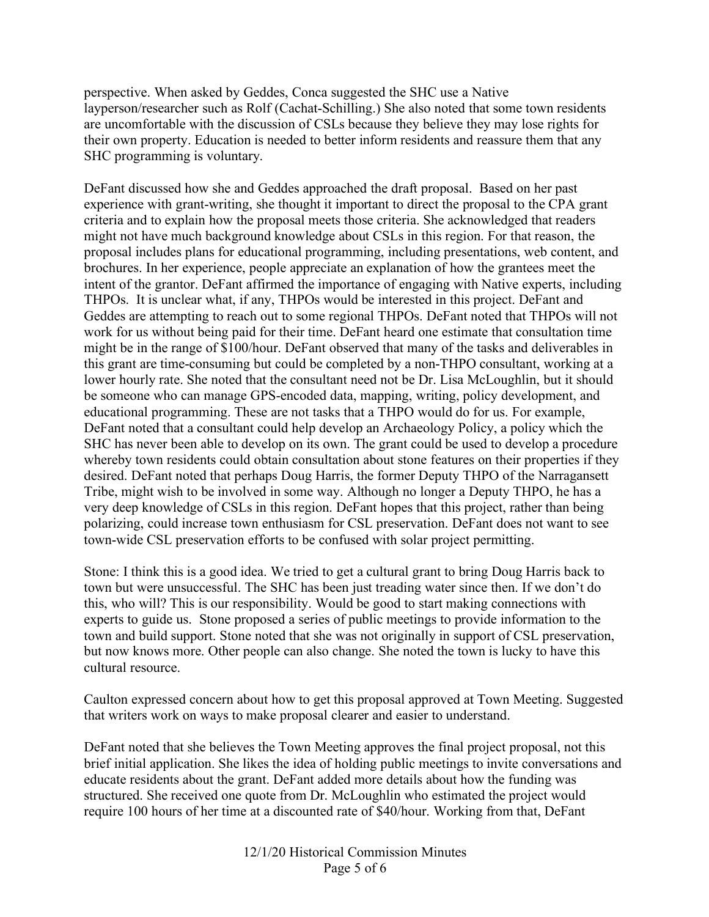perspective. When asked by Geddes, Conca suggested the SHC use a Native layperson/researcher such as Rolf (Cachat-Schilling.) She also noted that some town residents are uncomfortable with the discussion of CSLs because they believe they may lose rights for their own property. Education is needed to better inform residents and reassure them that any SHC programming is voluntary.

DeFant discussed how she and Geddes approached the draft proposal. Based on her past experience with grant-writing, she thought it important to direct the proposal to the CPA grant criteria and to explain how the proposal meets those criteria. She acknowledged that readers might not have much background knowledge about CSLs in this region. For that reason, the proposal includes plans for educational programming, including presentations, web content, and brochures. In her experience, people appreciate an explanation of how the grantees meet the intent of the grantor. DeFant affirmed the importance of engaging with Native experts, including THPOs. It is unclear what, if any, THPOs would be interested in this project. DeFant and Geddes are attempting to reach out to some regional THPOs. DeFant noted that THPOs will not work for us without being paid for their time. DeFant heard one estimate that consultation time might be in the range of $100/hour. DeFant observed that many of the tasks and deliverables in this grant are time-consuming but could be completed by a non-THPO consultant, working at a lower hourly rate. She noted that the consultant need not be Dr. Lisa McLoughlin, but it should be someone who can manage GPS-encoded data, mapping, writing, policy development, and educational programming. These are not tasks that a THPO would do for us. For example, DeFant noted that a consultant could help develop an Archaeology Policy, a policy which the SHC has never been able to develop on its own. The grant could be used to develop a procedure whereby town residents could obtain consultation about stone features on their properties if they desired. DeFant noted that perhaps Doug Harris, the former Deputy THPO of the Narragansett Tribe, might wish to be involved in some way. Although no longer a Deputy THPO, he has a very deep knowledge of CSLs in this region. DeFant hopes that this project, rather than being polarizing, could increase town enthusiasm for CSL preservation. DeFant does not want to see town-wide CSL preservation efforts to be confused with solar project permitting.

Stone: I think this is a good idea. We tried to get a cultural grant to bring Doug Harris back to town but were unsuccessful. The SHC has been just treading water since then. If we don't do this, who will? This is our responsibility. Would be good to start making connections with experts to guide us. Stone proposed a series of public meetings to provide information to the town and build support. Stone noted that she was not originally in support of CSL preservation, but now knows more. Other people can also change. She noted the town is lucky to have this cultural resource.

Caulton expressed concern about how to get this proposal approved at Town Meeting. Suggested that writers work on ways to make proposal clearer and easier to understand.

DeFant noted that she believes the Town Meeting approves the final project proposal, not this brief initial application. She likes the idea of holding public meetings to invite conversations and educate residents about the grant. DeFant added more details about how the funding was structured. She received one quote from Dr. McLoughlin who estimated the project would require 100 hours of her time at a discounted rate of $40/hour. Working from that, DeFant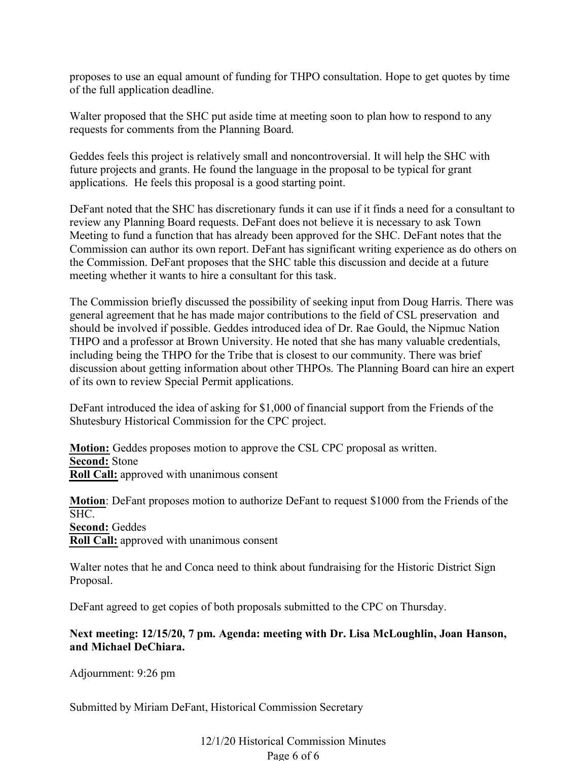proposes to use an equal amount of funding for THPO consultation. Hope to get quotes by time of the full application deadline.

Walter proposed that the SHC put aside time at meeting soon to plan how to respond to any requests for comments from the Planning Board.

Geddes feels this project is relatively small and noncontroversial. It will help the SHC with future projects and grants. He found the language in the proposal to be typical for grant applications. He feels this proposal is a good starting point.

DeFant noted that the SHC has discretionary funds it can use if it finds a need for a consultant to review any Planning Board requests. DeFant does not believe it is necessary to ask Town Meeting to fund a function that has already been approved for the SHC. DeFant notes that the Commission can author its own report. DeFant has significant writing experience as do others on the Commission. DeFant proposes that the SHC table this discussion and decide at a future meeting whether it wants to hire a consultant for this task.

The Commission briefly discussed the possibility of seeking input from Doug Harris. There was general agreement that he has made major contributions to the field of CSL preservation and should be involved if possible. Geddes introduced idea of Dr. Rae Gould, the Nipmuc Nation THPO and a professor at Brown University. He noted that she has many valuable credentials, including being the THPO for the Tribe that is closest to our community. There was brief discussion about getting information about other THPOs. The Planning Board can hire an expert of its own to review Special Permit applications.

DeFant introduced the idea of asking for $1,000 of financial support from the Friends of the Shutesbury Historical Commission for the CPC project.

**Motion:** Geddes proposes motion to approve the CSL CPC proposal as written.
**Second:** Stone
**Roll Call:** approved with unanimous consent

**Motion**: DeFant proposes motion to authorize DeFant to request $1000 from the Friends of the SHC.
**Second:** Geddes
**Roll Call:** approved with unanimous consent

Walter notes that he and Conca need to think about fundraising for the Historic District Sign Proposal.

DeFant agreed to get copies of both proposals submitted to the CPC on Thursday.

**Next meeting: 12/15/20, 7 pm. Agenda: meeting with Dr. Lisa McLoughlin, Joan Hanson, and Michael DeChiara.**

Adjournment: 9:26 pm

Submitted by Miriam DeFant, Historical Commission Secretary